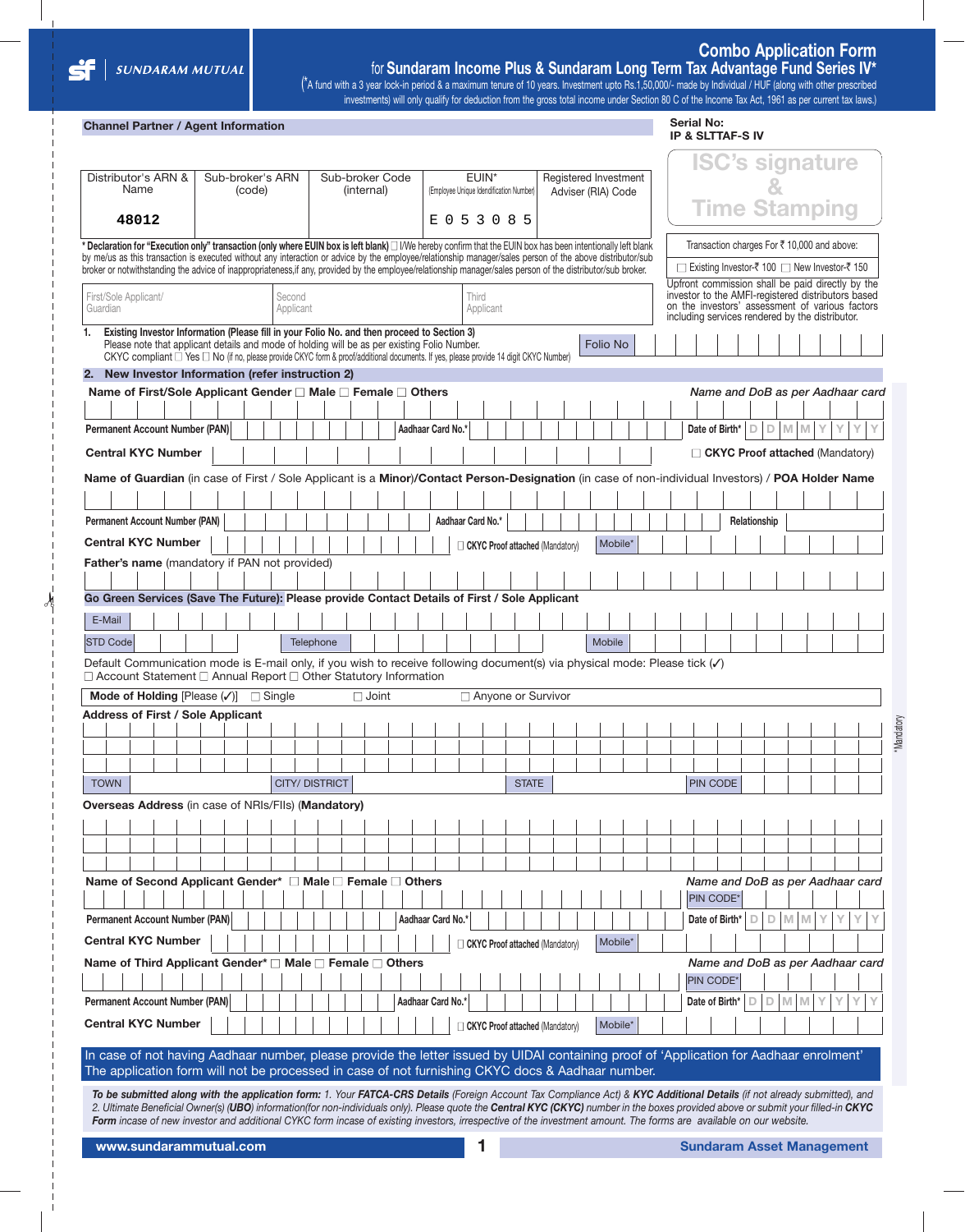SUNDARAM MUTUAL

# Combo Application Form

## for Sundaram Income Plus & Sundaram Long Term Tax Advantage Fund Series IV*

(*A fund with a 3 year lock-in period & a maximum tenure of 10 years. Investment upto Rs.1,50,000/- made by Individual / HUF (along with other prescribed investments) will only qualify for deduction from the gross total income under Section 80 C of the Income Tax Act, 1961 as per current tax laws.)

**Channel Partner / Agent Information**

**Serial No:**
**IP & SLTTAF-S IV**

| Distributor's ARN & Name | Sub-broker's ARN (code) | Sub-broker Code (internal) | EUIN* (Employee Unique Identification Number) | Registered Investment Adviser (RIA) Code |
|---|---|---|---|---|
| 48012 | | | E 0 5 3 0 8 5 | |

ISC's signature & Time Stamping

\* Declaration for "Execution only" transaction (only where EUIN box is left blank) ☐ I/We hereby confirm that the EUIN box has been intentionally left blank by me/us as this transaction is executed without any interaction or advice by the employee/relationship manager/sales person of the above distributor/sub broker or notwithstanding the advice of inappropriateness,if any, provided by the employee/relationship manager/sales person of the distributor/sub broker.

Transaction charges For ₹ 10,000 and above:
☐ Existing Investor-₹ 100 ☐ New Investor-₹ 150

Upfront commission shall be paid directly by the investor to the AMFI-registered distributors based on the investors' assessment of various factors including services rendered by the distributor.

| First/Sole Applicant/ Guardian | Second Applicant | Third Applicant |
|---|---|---|
| | | |

**1. Existing Investor Information (Please fill in your Folio No. and then proceed to Section 3)**
Please note that applicant details and mode of holding will be as per existing Folio Number.
CKYC compliant ☐ Yes ☐ No (if no, please provide CKYC form & proof/additional documents. If yes, please provide 14 digit CKYC Number)

Folio No

**2. New Investor Information (refer instruction 2)**

**Name of First/Sole Applicant Gender** ☐ **Male** ☐ **Female** ☐ **Others** *Name and DoB as per Aadhaar card*

**Permanent Account Number (PAN)** **Aadhaar Card No.*** **Date of Birth*** D D M M Y Y Y Y

**Central KYC Number** ☐ **CKYC Proof attached** (Mandatory)

**Name of Guardian** (in case of First / Sole Applicant is a **Minor**)/**Contact Person-Designation** (in case of non-individual Investors) / **POA Holder Name**

**Permanent Account Number (PAN)** **Aadhaar Card No.*** **Relationship**

**Central KYC Number** ☐ **CKYC Proof attached** (Mandatory) Mobile*

**Father's name** (mandatory if PAN not provided)

**Go Green Services (Save The Future): Please provide Contact Details of First / Sole Applicant**

E-Mail

STD Code Telephone Mobile

Default Communication mode is E-mail only, if you wish to receive following document(s) via physical mode: Please tick (✓)
☐ Account Statement ☐ Annual Report ☐ Other Statutory Information

**Mode of Holding** [Please (✓)] ☐ Single ☐ Joint ☐ Anyone or Survivor

**Address of First / Sole Applicant**

TOWN CITY/ DISTRICT STATE PIN CODE

**Overseas Address** (in case of NRIs/FIIs) **(Mandatory)**

**Name of Second Applicant Gender*** ☐ **Male** ☐ **Female** ☐ **Others** *Name and DoB as per Aadhaar card*

PIN CODE*

**Permanent Account Number (PAN)** **Aadhaar Card No.*** **Date of Birth*** D D M M Y Y Y Y

**Central KYC Number** ☐ **CKYC Proof attached** (Mandatory) Mobile*

**Name of Third Applicant Gender*** ☐ **Male** ☐ **Female** ☐ **Others** *Name and DoB as per Aadhaar card*

PIN CODE*

**Permanent Account Number (PAN)** **Aadhaar Card No.*** **Date of Birth*** D D M M Y Y Y Y

**Central KYC Number** ☐ **CKYC Proof attached** (Mandatory) Mobile*

*Mandatory

In case of not having Aadhaar number, please provide the letter issued by UIDAI containing proof of 'Application for Aadhaar enrolment'
The application form will not be processed in case of not furnishing CKYC docs & Aadhaar number.

***To be submitted along with the application form:*** *1. Your **FATCA-CRS Details** (Foreign Account Tax Compliance Act) & **KYC Additional Details** (if not already submitted), and 2. Ultimate Beneficial Owner(s) (**UBO**) information(for non-individuals only). Please quote the **Central KYC (CKYC)** number in the boxes provided above or submit your filled-in **CKYC Form** incase of new investor and additional CYKC form incase of existing investors, irrespective of the investment amount. The forms are available on our website.*

www.sundarammutual.com Sundaram Asset Management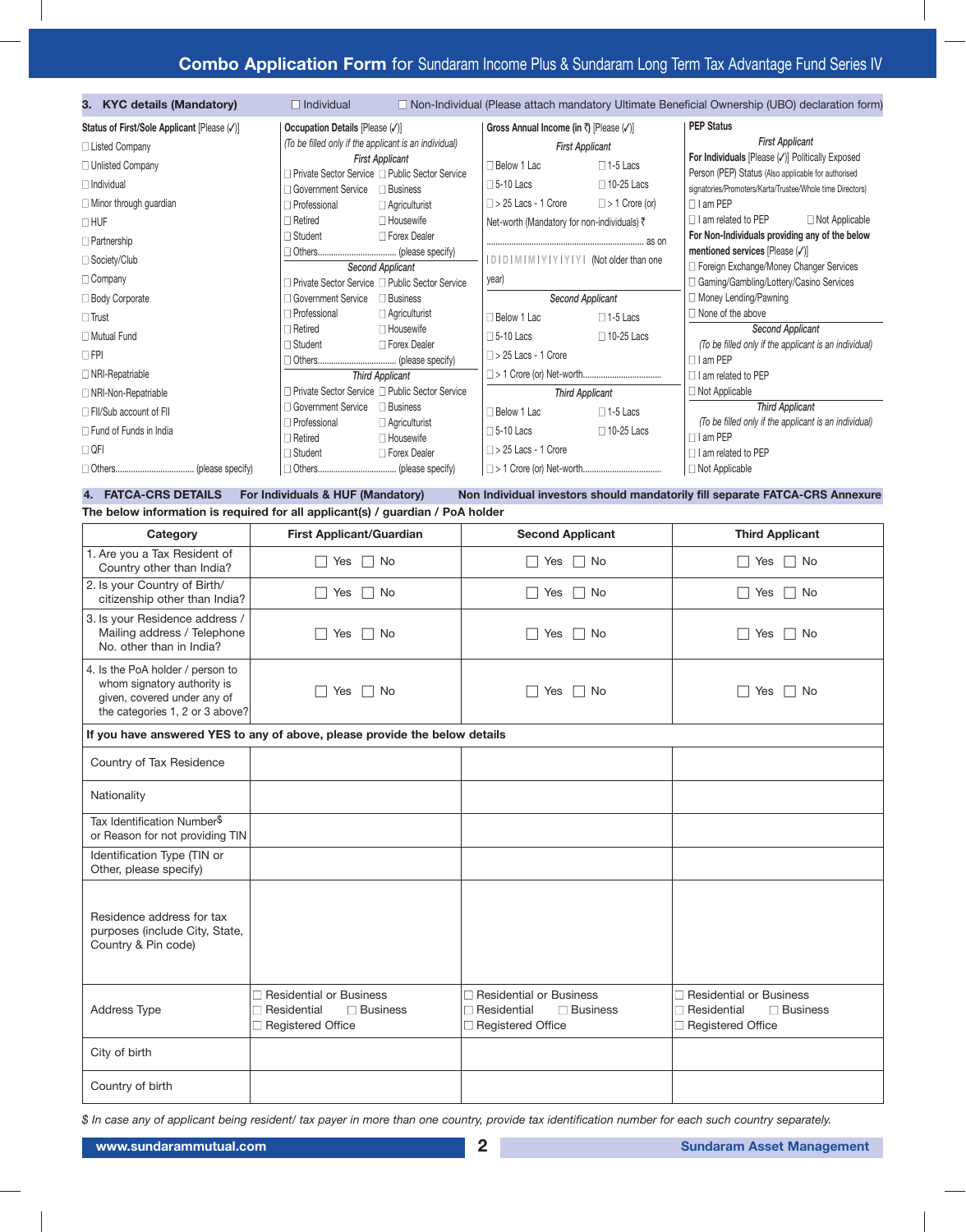# Combo Application Form for Sundaram Income Plus & Sundaram Long Term Tax Advantage Fund Series IV

## 3. KYC details (Mandatory)

☐ Individual ☐ Non-Individual (Please attach mandatory Ultimate Beneficial Ownership (UBO) declaration form)

**Status of First/Sole Applicant** [Please (✓)]

☐ Listed Company
☐ Unlisted Company
☐ Individual
☐ Minor through guardian
☐ HUF
☐ Partnership
☐ Society/Club
☐ Company
☐ Body Corporate
☐ Trust
☐ Mutual Fund
☐ FPI
☐ NRI-Repatriable
☐ NRI-Non-Repatriable
☐ FII/Sub account of FII
☐ Fund of Funds in India
☐ QFI
☐ Others.................................. (please specify)

**Occupation Details** [Please (✓)]

*(To be filled only if the applicant is an individual)*

*First Applicant*

☐ Private Sector Service ☐ Public Sector Service
☐ Government Service ☐ Business
☐ Professional ☐ Agriculturist
☐ Retired ☐ Housewife
☐ Student ☐ Forex Dealer
☐ Others.................................. (please specify)

*Second Applicant*

☐ Private Sector Service ☐ Public Sector Service
☐ Government Service ☐ Business
☐ Professional ☐ Agriculturist
☐ Retired ☐ Housewife
☐ Student ☐ Forex Dealer
☐ Others.................................. (please specify)

*Third Applicant*

☐ Private Sector Service ☐ Public Sector Service
☐ Government Service ☐ Business
☐ Professional ☐ Agriculturist
☐ Retired ☐ Housewife
☐ Student ☐ Forex Dealer
☐ Others.................................. (please specify)

**Gross Annual Income (in ₹)** [Please (✓)]

*First Applicant*

☐ Below 1 Lac ☐ 1-5 Lacs
☐ 5-10 Lacs ☐ 10-25 Lacs
☐ > 25 Lacs - 1 Crore ☐ > 1 Crore (or)

Net-worth (Mandatory for non-individuals) ₹ .................................................... as on | D | D | M | M | Y | Y | Y | Y | (Not older than one year)

*Second Applicant*

☐ Below 1 Lac ☐ 1-5 Lacs
☐ 5-10 Lacs ☐ 10-25 Lacs
☐ > 25 Lacs - 1 Crore
☐ > 1 Crore (or) Net-worth..................................

*Third Applicant*

☐ Below 1 Lac ☐ 1-5 Lacs
☐ 5-10 Lacs ☐ 10-25 Lacs
☐ > 25 Lacs - 1 Crore
☐ > 1 Crore (or) Net-worth..................................

**PEP Status**

*First Applicant*

**For Individuals** [Please (✓)] Politically Exposed Person (PEP) Status (Also applicable for authorised signatories/Promoters/Karta/Trustee/Whole time Directors)

☐ I am PEP
☐ I am related to PEP ☐ Not Applicable

**For Non-Individuals providing any of the below mentioned services** [Please (✓)]

☐ Foreign Exchange/Money Changer Services
☐ Gaming/Gambling/Lottery/Casino Services
☐ Money Lending/Pawning
☐ None of the above

*Second Applicant*

*(To be filled only if the applicant is an individual)*

☐ I am PEP
☐ I am related to PEP
☐ Not Applicable

*Third Applicant*

*(To be filled only if the applicant is an individual)*

☐ I am PEP
☐ I am related to PEP
☐ Not Applicable

## 4. FATCA-CRS DETAILS For Individuals & HUF (Mandatory) Non Individual investors should mandatorily fill separate FATCA-CRS Annexure

**The below information is required for all applicant(s) / guardian / PoA holder**

| Category | First Applicant/Guardian | Second Applicant | Third Applicant |
|---|---|---|---|
| 1. Are you a Tax Resident of Country other than India? | ☐ Yes ☐ No | ☐ Yes ☐ No | ☐ Yes ☐ No |
| 2. Is your Country of Birth/ citizenship other than India? | ☐ Yes ☐ No | ☐ Yes ☐ No | ☐ Yes ☐ No |
| 3. Is your Residence address / Mailing address / Telephone No. other than in India? | ☐ Yes ☐ No | ☐ Yes ☐ No | ☐ Yes ☐ No |
| 4. Is the PoA holder / person to whom signatory authority is given, covered under any of the categories 1, 2 or 3 above? | ☐ Yes ☐ No | ☐ Yes ☐ No | ☐ Yes ☐ No |
| **If you have answered YES to any of above, please provide the below details** | | | |
| Country of Tax Residence | | | |
| Nationality | | | |
| Tax Identification Number$ or Reason for not providing TIN | | | |
| Identification Type (TIN or Other, please specify) | | | |
| Residence address for tax purposes (include City, State, Country & Pin code) | | | |
| Address Type | ☐ Residential or Business ☐ Residential ☐ Business ☐ Registered Office | ☐ Residential or Business ☐ Residential ☐ Business ☐ Registered Office | ☐ Residential or Business ☐ Residential ☐ Business ☐ Registered Office |
| City of birth | | | |
| Country of birth | | | |

*$ In case any of applicant being resident/ tax payer in more than one country, provide tax identification number for each such country separately.*

www.sundarammutual.com | Sundaram Asset Management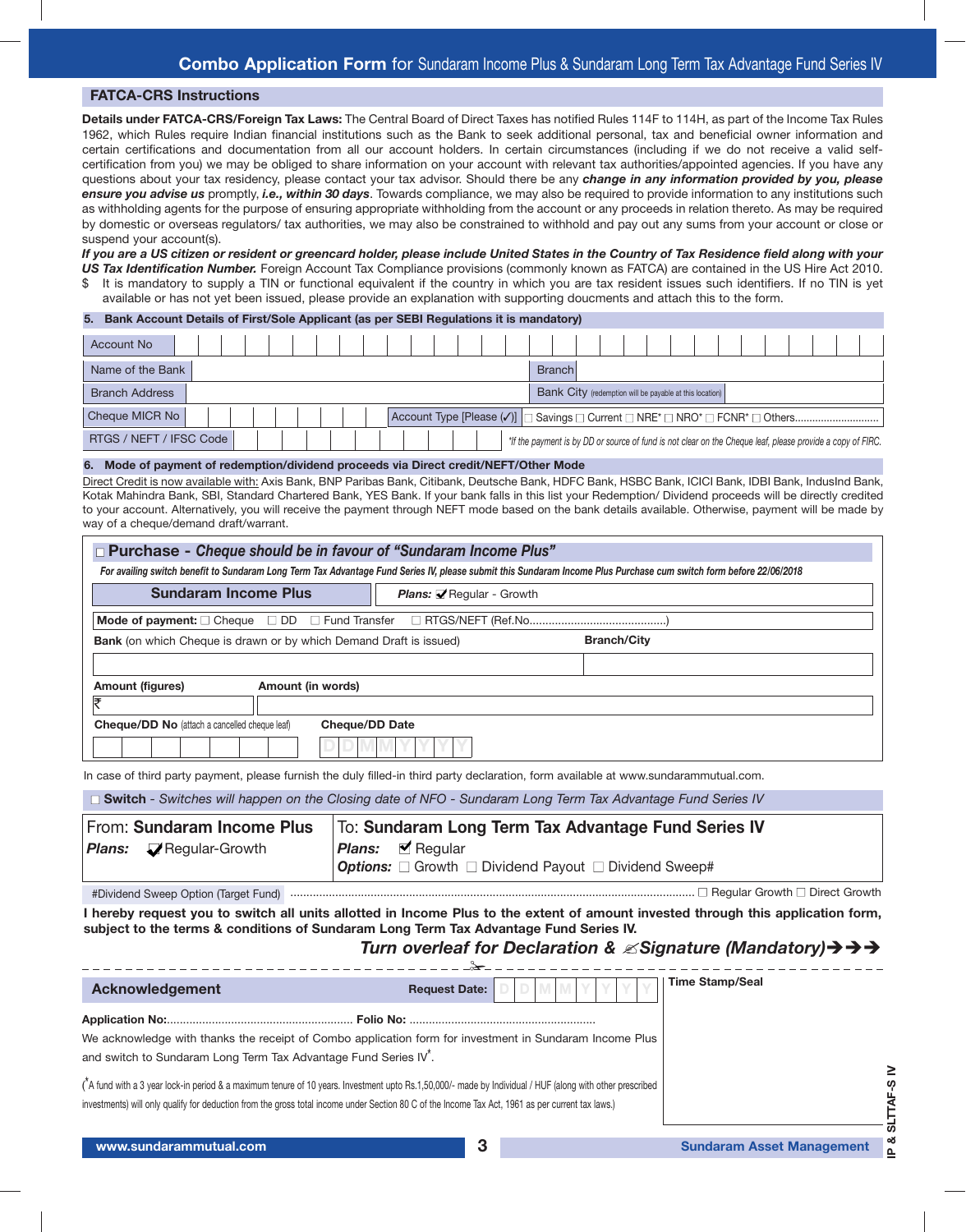# Combo Application Form for Sundaram Income Plus & Sundaram Long Term Tax Advantage Fund Series IV

## FATCA-CRS Instructions

**Details under FATCA-CRS/Foreign Tax Laws:** The Central Board of Direct Taxes has notified Rules 114F to 114H, as part of the Income Tax Rules 1962, which Rules require Indian financial institutions such as the Bank to seek additional personal, tax and beneficial owner information and certain certifications and documentation from all our account holders. In certain circumstances (including if we do not receive a valid self-certification from you) we may be obliged to share information on your account with relevant tax authorities/appointed agencies. If you have any questions about your tax residency, please contact your tax advisor. Should there be any ***change in any information provided by you, please ensure you advise us*** promptly, ***i.e., within 30 days***. Towards compliance, we may also be required to provide information to any institutions such as withholding agents for the purpose of ensuring appropriate withholding from the account or any proceeds in relation thereto. As may be required by domestic or overseas regulators/ tax authorities, we may also be constrained to withhold and pay out any sums from your account or close or suspend your account(s).

***If you are a US citizen or resident or greencard holder, please include United States in the Country of Tax Residence field along with your US Tax Identification Number.*** Foreign Account Tax Compliance provisions (commonly known as FATCA) are contained in the US Hire Act 2010.

$ It is mandatory to supply a TIN or functional equivalent if the country in which you are tax resident issues such identifiers. If no TIN is yet available or has not yet been issued, please provide an explanation with supporting doucments and attach this to the form.

### 5. Bank Account Details of First/Sole Applicant (as per SEBI Regulations it is mandatory)

| | | | |
|---|---|---|---|
| Account No | | | |
| Name of the Bank | | Branch | |
| Branch Address | | Bank City (redemption will be payable at this location) | |
| Cheque MICR No | | Account Type [Please (✓)] | ☐ Savings ☐ Current ☐ NRE* ☐ NRO* ☐ FCNR* ☐ Others............................ |
| RTGS / NEFT / IFSC Code | | *If the payment is by DD or source of fund is not clear on the Cheque leaf, please provide a copy of FIRC. | |

### 6. Mode of payment of redemption/dividend proceeds via Direct credit/NEFT/Other Mode

Direct Credit is now available with: Axis Bank, BNP Paribas Bank, Citibank, Deutsche Bank, HDFC Bank, HSBC Bank, ICICI Bank, IDBI Bank, IndusInd Bank, Kotak Mahindra Bank, SBI, Standard Chartered Bank, YES Bank. If your bank falls in this list your Redemption/ Dividend proceeds will be directly credited to your account. Alternatively, you will receive the payment through NEFT mode based on the bank details available. Otherwise, payment will be made by way of a cheque/demand draft/warrant.

### ☐ Purchase - *Cheque should be in favour of "Sundaram Income Plus"*

*For availing switch benefit to Sundaram Long Term Tax Advantage Fund Series IV, please submit this Sundaram Income Plus Purchase cum switch form before 22/06/2018*

| | |
|---|---|
| **Sundaram Income Plus** | ***Plans:*** ✔ Regular - Growth |

**Mode of payment:** ☐ Cheque ☐ DD ☐ Fund Transfer ☐ RTGS/NEFT (Ref.No..........................................)

| **Bank** (on which Cheque is drawn or by which Demand Draft is issued) | **Branch/City** |
|---|---|
| | |

| **Amount (figures)** | **Amount (in words)** |
|---|---|
| ₹ | |

| **Cheque/DD No** (attach a cancelled cheque leaf) | **Cheque/DD Date** |
|---|---|
| | D D M M Y Y Y Y |

In case of third party payment, please furnish the duly filled-in third party declaration, form available at www.sundarammutual.com.

### ☐ Switch - *Switches will happen on the Closing date of NFO - Sundaram Long Term Tax Advantage Fund Series IV*

| From: **Sundaram Income Plus** | To: **Sundaram Long Term Tax Advantage Fund Series IV** |
|---|---|
| ***Plans:*** ✔ Regular-Growth | ***Plans:*** ✔ Regular<br>***Options:*** ☐ Growth ☐ Dividend Payout ☐ Dividend Sweep# |

#Dividend Sweep Option (Target Fund) ............................................................ ☐ Regular Growth ☐ Direct Growth

**I hereby request you to switch all units allotted in Income Plus to the extent of amount invested through this application form, subject to the terms & conditions of Sundaram Long Term Tax Advantage Fund Series IV.**

***Turn overleaf for Declaration & Signature (Mandatory)➔➔➔***

---

### Acknowledgement

**Request Date:** D D M M Y Y Y Y

**Time Stamp/Seal**

**Application No:**........................................................ **Folio No:** .........................................................

We acknowledge with thanks the receipt of Combo application form for investment in Sundaram Income Plus and switch to Sundaram Long Term Tax Advantage Fund Series IV*.

(*A fund with a 3 year lock-in period & a maximum tenure of 10 years. Investment upto Rs.1,50,000/- made by Individual / HUF (along with other prescribed investments) will only qualify for deduction from the gross total income under Section 80 C of the Income Tax Act, 1961 as per current tax laws.)

IP & SLTTAF-S IV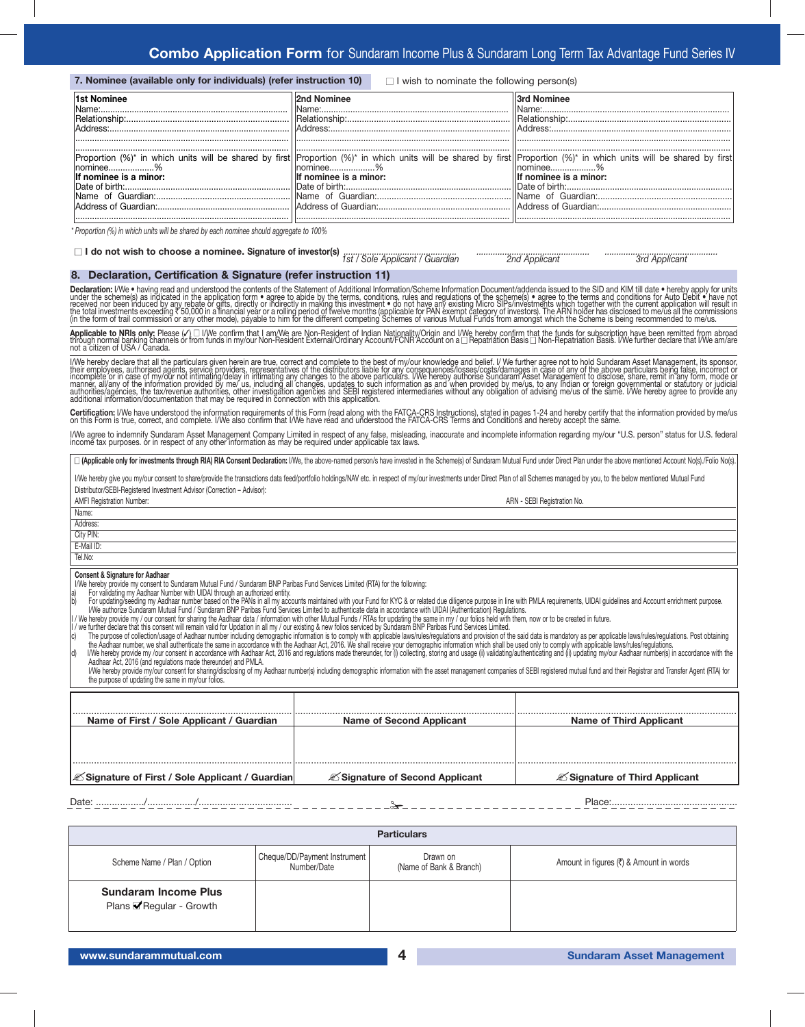## Combo Application Form for Sundaram Income Plus & Sundaram Long Term Tax Advantage Fund Series IV

### 7. Nominee (available only for individuals) (refer instruction 10)

☐ I wish to nominate the following person(s)

| 1st Nominee | 2nd Nominee | 3rd Nominee |
|---|---|---|
| Name:........................ | Name:........................ | Name:........................ |
| Relationship:........................ | Relationship:........................ | Relationship:........................ |
| Address:........................ | Address:........................ | Address:........................ |
| Proportion (%)* in which units will be shared by first nominee..................% | Proportion (%)* in which units will be shared by first nominee..................% | Proportion (%)* in which units will be shared by first nominee..................% |
| **If nominee is a minor:** | **If nominee is a minor:** | **If nominee is a minor:** |
| Date of birth:........................ | Date of birth:........................ | Date of birth:........................ |
| Name of Guardian:........................ | Name of Guardian:........................ | Name of Guardian:........................ |
| Address of Guardian:........................ | Address of Guardian:........................ | Address of Guardian:........................ |

*\* Proportion (%) in which units will be shared by each nominee should aggregate to 100%*

☐ **I do not wish to choose a nominee. Signature of investor(s)** ............ *1st / Sole Applicant / Guardian* ............ *2nd Applicant* ............ *3rd Applicant*

### 8. Declaration, Certification & Signature (refer instruction 11)

**Declaration:** I/We • having read and understood the contents of the Statement of Additional Information/Scheme Information Document/addenda issued to the SID and KIM till date • hereby apply for units under the scheme(s) as indicated in the application form • agree to abide by the terms, conditions, rules and regulations of the scheme(s) • agree to the terms and conditions for Auto Debit • have not received nor been induced by any rebate or gifts, directly or indirectly in making this investment • do not have any existing Micro SIPs/investments which together with the current application will result in the total investments exceeding ₹ 50,000 in a financial year or a rolling period of twelve months (applicable for PAN exempt category of investors). The ARN holder has disclosed to me/us all the commissions (in the form of trail commission or any other mode), payable to him for the different competing Schemes of various Mutual Funds from amongst which the Scheme is being recommended to me/us.

**Applicable to NRIs only:** Please (✓) ☐ I/We confirm that I am/We are Non-Resident of Indian Nationality/Origin and I/We hereby confirm that the funds for subscription have been remitted from abroad through normal banking channels or from funds in my/our Non-Resident External/Ordinary Account/FCNR Account on a ☐ Repatriation Basis ☐ Non-Repatriation Basis. I/We further declare that I/We am/are not a citizen of USA / Canada.

I/We hereby declare that all the particulars given herein are true, correct and complete to the best of my/our knowledge and belief. I/ We further agree not to hold Sundaram Asset Management, its sponsor, their employees, authorised agents, service providers, representatives of the distributors liable for any consequences/losses/costs/damages in case of any of the above particulars being false, incorrect or incomplete or in case of my/our not intimating/delay in intimating any changes to the above particulars. I/We hereby authorise Sundaram Asset Management to disclose, share, remit in any form, mode or manner, all/any of the information provided by me/ us, including all changes, updates to such information as and when provided by me/us, to any Indian or foreign governmental or statutory or judicial authorities/agencies, the tax/revenue authorities, other investigation agencies and SEBI registered intermediaries without any obligation of advising me/us of the same. I/We hereby agree to provide any additional information/documentation that may be required in connection with this application.

**Certification:** I/We have understood the information requirements of this Form (read along with the FATCA-CRS Instructions), stated in pages 1-24 and hereby certify that the information provided by me/us on this Form is true, correct, and complete. I/We also confirm that I/We have read and understood the FATCA-CRS Terms and Conditions and hereby accept the same.

I/We agree to indemnify Sundaram Asset Management Company Limited in respect of any false, misleading, inaccurate and incomplete information regarding my/our "U.S. person" status for U.S. federal income tax purposes. or in respect of any other information as may be required under applicable tax laws.

☐ **(Applicable only for investments through RIA) RIA Consent Declaration:** I/We, the above-named person/s have invested in the Scheme(s) of Sundaram Mutual Fund under Direct Plan under the above mentioned Account No(s)./Folio No(s).

I/We hereby give you my/our consent to share/provide the transactions data feed/portfolio holdings/NAV etc. in respect of my/our investments under Direct Plan of all Schemes managed by you, to the below mentioned Mutual Fund Distributor/SEBI-Registered Investment Advisor (Correction – Advisor):

AMFI Registration Number: ARN - SEBI Registration No.

Name:

Address:

City PIN:

E-Mail ID:

Tel.No:

**Consent & Signature for Aadhaar**

I/We hereby provide my consent to Sundaram Mutual Fund / Sundaram BNP Paribas Fund Services Limited (RTA) for the following:

a) For validating my Aadhaar Number with UIDAI through an authorized entity.

b) For updating/seeding my Aadhaar number based on the PANs in all my accounts maintained with your Fund for KYC & or related due diligence purpose in line with PMLA requirements, UIDAI guidelines and Account enrichment purpose. I/We authorize Sundaram Mutual Fund / Sundaram BNP Paribas Fund Services Limited to authenticate data in accordance with UIDAI (Authentication) Regulations.

I / We hereby provide my / our consent for sharing the Aadhaar data / information with other Mutual Funds / RTAs for updating the same in my / our folios held with them, now or to be created in future.

I / we further declare that this consent will remain valid for Updation in all my / our existing & new folios serviced by Sundaram BNP Paribas Fund Services Limited.

c) The purpose of collection/usage of Aadhaar number including demographic information is to comply with applicable laws/rules/regulations and provision of the said data is mandatory as per applicable laws/rules/regulations. Post obtaining the Aadhaar number, we shall authenticate the same in accordance with the Aadhaar Act, 2016. We shall receive your demographic information which shall be used only to comply with applicable laws/rules/regulations.

d) I/We hereby provide my /our consent in accordance with Aadhaar Act, 2016 and regulations made thereunder, for (i) collecting, storing and usage (ii) validating/authenticating and (ii) updating my/our Aadhaar number(s) in accordance with the Aadhaar Act, 2016 (and regulations made thereunder) and PMLA. I/We hereby provide my/our consent for sharing/disclosing of my Aadhaar number(s) including demographic information with the asset management companies of SEBI registered mutual fund and their Registrar and Transfer Agent (RTA) for the purpose of updating the same in my/our folios.

| | | |
|---|---|---|
| **Name of First / Sole Applicant / Guardian** | **Name of Second Applicant** | **Name of Third Applicant** |
| ✍ **Signature of First / Sole Applicant / Guardian** | ✍ **Signature of Second Applicant** | ✍ **Signature of Third Applicant** |

Date: ................/................/................................ Place:............................................

| Particulars | | | |
|---|---|---|---|
| Scheme Name / Plan / Option | Cheque/DD/Payment Instrument Number/Date | Drawn on (Name of Bank & Branch) | Amount in figures (₹) & Amount in words |
| **Sundaram Income Plus** Plans ✔Regular - Growth | | | |

www.sundarammutual.com

Sundaram Asset Management